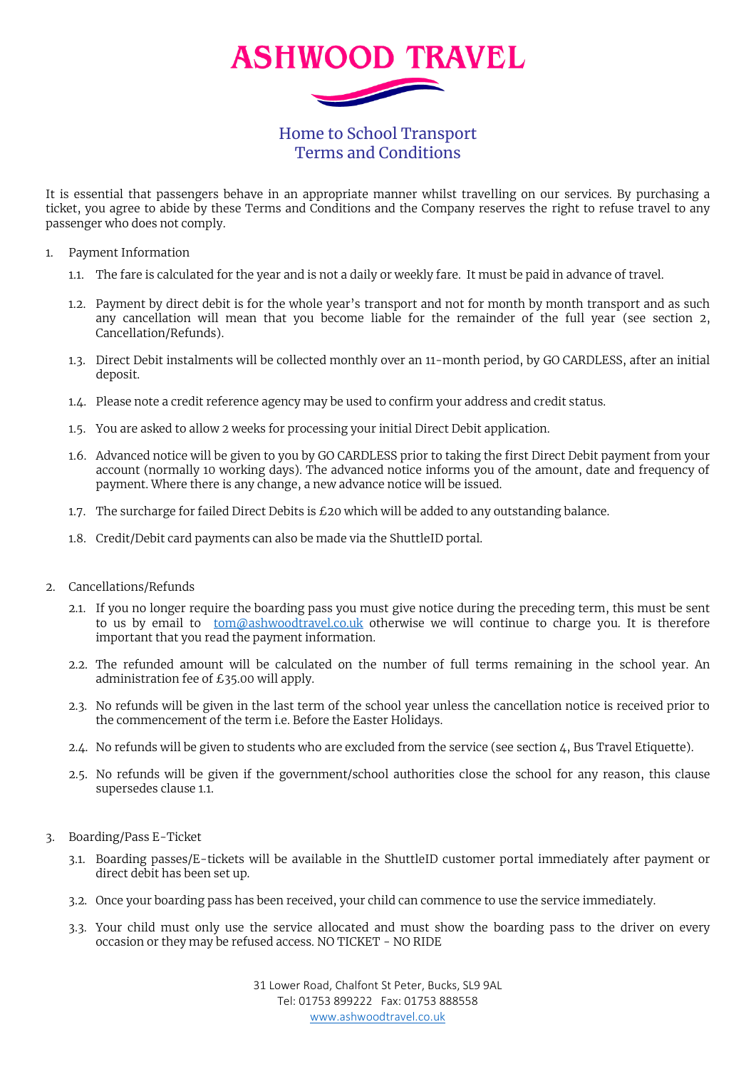# ASHWOOD TRAVEL

## Home to School Transport
## Terms and Conditions

It is essential that passengers behave in an appropriate manner whilst travelling on our services. By purchasing a ticket, you agree to abide by these Terms and Conditions and the Company reserves the right to refuse travel to any passenger who does not comply.

1. Payment Information

   1.1. The fare is calculated for the year and is not a daily or weekly fare. It must be paid in advance of travel.

   1.2. Payment by direct debit is for the whole year's transport and not for month by month transport and as such any cancellation will mean that you become liable for the remainder of the full year (see section 2, Cancellation/Refunds).

   1.3. Direct Debit instalments will be collected monthly over an 11-month period, by GO CARDLESS, after an initial deposit.

   1.4. Please note a credit reference agency may be used to confirm your address and credit status.

   1.5. You are asked to allow 2 weeks for processing your initial Direct Debit application.

   1.6. Advanced notice will be given to you by GO CARDLESS prior to taking the first Direct Debit payment from your account (normally 10 working days). The advanced notice informs you of the amount, date and frequency of payment. Where there is any change, a new advance notice will be issued.

   1.7. The surcharge for failed Direct Debits is £20 which will be added to any outstanding balance.

   1.8. Credit/Debit card payments can also be made via the ShuttleID portal.

2. Cancellations/Refunds

   2.1. If you no longer require the boarding pass you must give notice during the preceding term, this must be sent to us by email to [tom@ashwoodtravel.co.uk](mailto:tom@ashwoodtravel.co.uk) otherwise we will continue to charge you. It is therefore important that you read the payment information.

   2.2. The refunded amount will be calculated on the number of full terms remaining in the school year. An administration fee of £35.00 will apply.

   2.3. No refunds will be given in the last term of the school year unless the cancellation notice is received prior to the commencement of the term i.e. Before the Easter Holidays.

   2.4. No refunds will be given to students who are excluded from the service (see section 4, Bus Travel Etiquette).

   2.5. No refunds will be given if the government/school authorities close the school for any reason, this clause supersedes clause 1.1.

3. Boarding/Pass E-Ticket

   3.1. Boarding passes/E-tickets will be available in the ShuttleID customer portal immediately after payment or direct debit has been set up.

   3.2. Once your boarding pass has been received, your child can commence to use the service immediately.

   3.3. Your child must only use the service allocated and must show the boarding pass to the driver on every occasion or they may be refused access. NO TICKET - NO RIDE

31 Lower Road, Chalfont St Peter, Bucks, SL9 9AL
Tel: 01753 899222 Fax: 01753 888558
www.ashwoodtravel.co.uk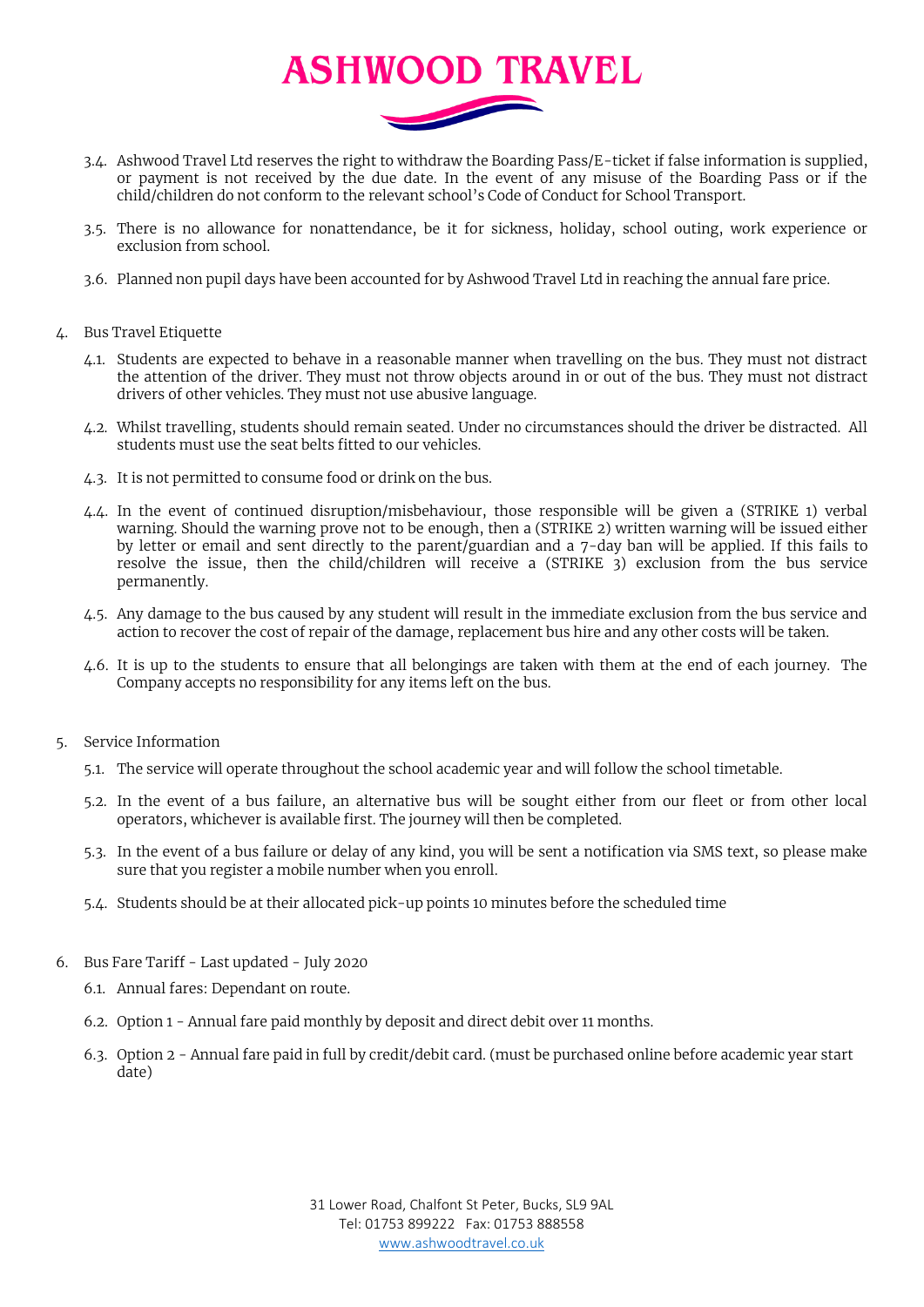3.4. Ashwood Travel Ltd reserves the right to withdraw the Boarding Pass/E-ticket if false information is supplied, or payment is not received by the due date. In the event of any misuse of the Boarding Pass or if the child/children do not conform to the relevant school's Code of Conduct for School Transport.

3.5. There is no allowance for nonattendance, be it for sickness, holiday, school outing, work experience or exclusion from school.

3.6. Planned non pupil days have been accounted for by Ashwood Travel Ltd in reaching the annual fare price.

4. Bus Travel Etiquette

4.1. Students are expected to behave in a reasonable manner when travelling on the bus. They must not distract the attention of the driver. They must not throw objects around in or out of the bus. They must not distract drivers of other vehicles. They must not use abusive language.

4.2. Whilst travelling, students should remain seated. Under no circumstances should the driver be distracted. All students must use the seat belts fitted to our vehicles.

4.3. It is not permitted to consume food or drink on the bus.

4.4. In the event of continued disruption/misbehaviour, those responsible will be given a (STRIKE 1) verbal warning. Should the warning prove not to be enough, then a (STRIKE 2) written warning will be issued either by letter or email and sent directly to the parent/guardian and a 7-day ban will be applied. If this fails to resolve the issue, then the child/children will receive a (STRIKE 3) exclusion from the bus service permanently.

4.5. Any damage to the bus caused by any student will result in the immediate exclusion from the bus service and action to recover the cost of repair of the damage, replacement bus hire and any other costs will be taken.

4.6. It is up to the students to ensure that all belongings are taken with them at the end of each journey. The Company accepts no responsibility for any items left on the bus.

5. Service Information

5.1. The service will operate throughout the school academic year and will follow the school timetable.

5.2. In the event of a bus failure, an alternative bus will be sought either from our fleet or from other local operators, whichever is available first. The journey will then be completed.

5.3. In the event of a bus failure or delay of any kind, you will be sent a notification via SMS text, so please make sure that you register a mobile number when you enroll.

5.4. Students should be at their allocated pick-up points 10 minutes before the scheduled time

6. Bus Fare Tariff - Last updated - July 2020

6.1. Annual fares: Dependant on route.

6.2. Option 1 - Annual fare paid monthly by deposit and direct debit over 11 months.

6.3. Option 2 - Annual fare paid in full by credit/debit card. (must be purchased online before academic year start date)